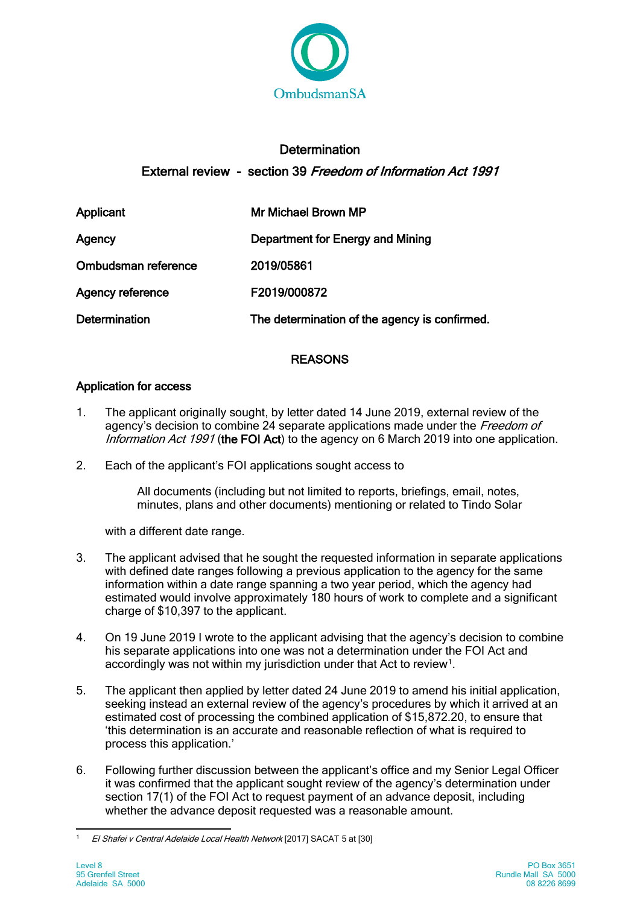OmbudsmanSA

# Determination

## External review - section 39 *Freedom of Information Act 1991*

| | |
|---|---|
| **Applicant** | **Mr Michael Brown MP** |
| **Agency** | **Department for Energy and Mining** |
| **Ombudsman reference** | **2019/05861** |
| **Agency reference** | **F2019/000872** |
| **Determination** | **The determination of the agency is confirmed.** |

## REASONS

### Application for access

1. The applicant originally sought, by letter dated 14 June 2019, external review of the agency's decision to combine 24 separate applications made under the *Freedom of Information Act 1991* (**the FOI Act**) to the agency on 6 March 2019 into one application.

2. Each of the applicant's FOI applications sought access to

   > All documents (including but not limited to reports, briefings, email, notes, minutes, plans and other documents) mentioning or related to Tindo Solar

   with a different date range.

3. The applicant advised that he sought the requested information in separate applications with defined date ranges following a previous application to the agency for the same information within a date range spanning a two year period, which the agency had estimated would involve approximately 180 hours of work to complete and a significant charge of $10,397 to the applicant.

4. On 19 June 2019 I wrote to the applicant advising that the agency's decision to combine his separate applications into one was not a determination under the FOI Act and accordingly was not within my jurisdiction under that Act to review[1].

5. The applicant then applied by letter dated 24 June 2019 to amend his initial application, seeking instead an external review of the agency's procedures by which it arrived at an estimated cost of processing the combined application of $15,872.20, to ensure that 'this determination is an accurate and reasonable reflection of what is required to process this application.'

6. Following further discussion between the applicant's office and my Senior Legal Officer it was confirmed that the applicant sought review of the agency's determination under section 17(1) of the FOI Act to request payment of an advance deposit, including whether the advance deposit requested was a reasonable amount.

---

[1] *El Shafei v Central Adelaide Local Health Network* [2017] SACAT 5 at [30]

Level 8
95 Grenfell Street
Adelaide SA 5000

PO Box 3651
Rundle Mall SA 5000
08 8226 8699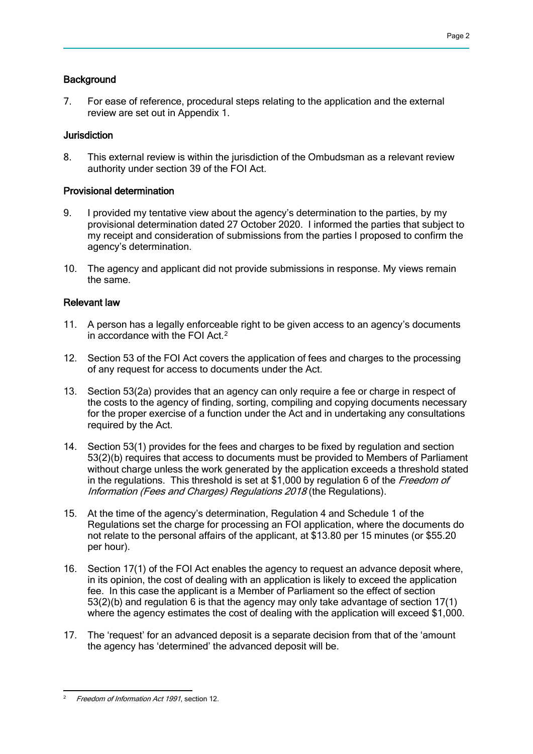**Background**

7. For ease of reference, procedural steps relating to the application and the external review are set out in Appendix 1.

**Jurisdiction**

8. This external review is within the jurisdiction of the Ombudsman as a relevant review authority under section 39 of the FOI Act.

**Provisional determination**

9. I provided my tentative view about the agency's determination to the parties, by my provisional determination dated 27 October 2020. I informed the parties that subject to my receipt and consideration of submissions from the parties I proposed to confirm the agency's determination.

10. The agency and applicant did not provide submissions in response. My views remain the same.

**Relevant law**

11. A person has a legally enforceable right to be given access to an agency's documents in accordance with the FOI Act.[2]

12. Section 53 of the FOI Act covers the application of fees and charges to the processing of any request for access to documents under the Act.

13. Section 53(2a) provides that an agency can only require a fee or charge in respect of the costs to the agency of finding, sorting, compiling and copying documents necessary for the proper exercise of a function under the Act and in undertaking any consultations required by the Act.

14. Section 53(1) provides for the fees and charges to be fixed by regulation and section 53(2)(b) requires that access to documents must be provided to Members of Parliament without charge unless the work generated by the application exceeds a threshold stated in the regulations. This threshold is set at $1,000 by regulation 6 of the *Freedom of Information (Fees and Charges) Regulations 2018* (the Regulations).

15. At the time of the agency's determination, Regulation 4 and Schedule 1 of the Regulations set the charge for processing an FOI application, where the documents do not relate to the personal affairs of the applicant, at $13.80 per 15 minutes (or $55.20 per hour).

16. Section 17(1) of the FOI Act enables the agency to request an advance deposit where, in its opinion, the cost of dealing with an application is likely to exceed the application fee. In this case the applicant is a Member of Parliament so the effect of section 53(2)(b) and regulation 6 is that the agency may only take advantage of section 17(1) where the agency estimates the cost of dealing with the application will exceed $1,000.

17. The 'request' for an advanced deposit is a separate decision from that of the 'amount the agency has 'determined' the advanced deposit will be.

[2] *Freedom of Information Act 1991*, section 12.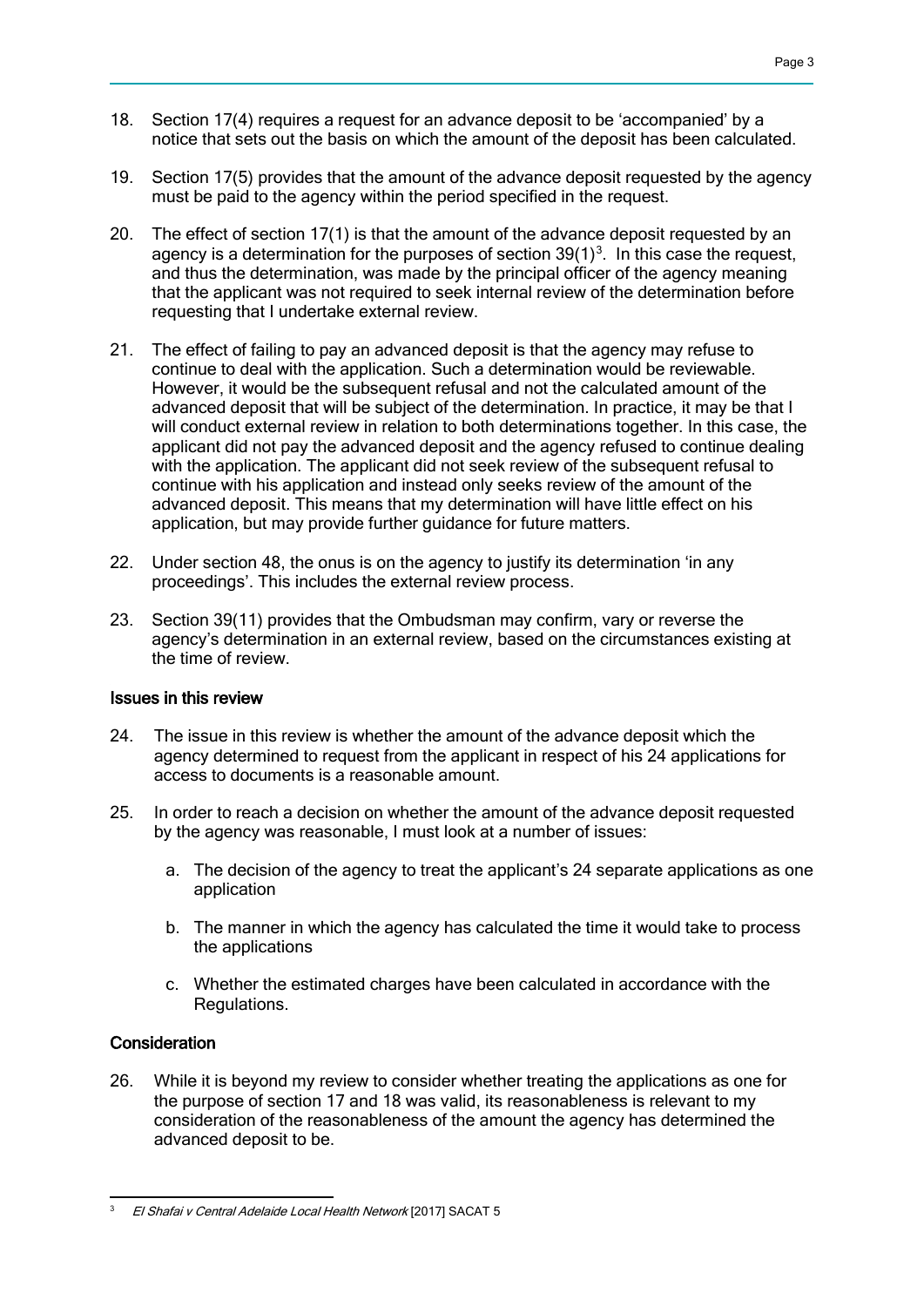18. Section 17(4) requires a request for an advance deposit to be 'accompanied' by a notice that sets out the basis on which the amount of the deposit has been calculated.

19. Section 17(5) provides that the amount of the advance deposit requested by the agency must be paid to the agency within the period specified in the request.

20. The effect of section 17(1) is that the amount of the advance deposit requested by an agency is a determination for the purposes of section 39(1)[3]. In this case the request, and thus the determination, was made by the principal officer of the agency meaning that the applicant was not required to seek internal review of the determination before requesting that I undertake external review.

21. The effect of failing to pay an advanced deposit is that the agency may refuse to continue to deal with the application. Such a determination would be reviewable. However, it would be the subsequent refusal and not the calculated amount of the advanced deposit that will be subject of the determination. In practice, it may be that I will conduct external review in relation to both determinations together. In this case, the applicant did not pay the advanced deposit and the agency refused to continue dealing with the application. The applicant did not seek review of the subsequent refusal to continue with his application and instead only seeks review of the amount of the advanced deposit. This means that my determination will have little effect on his application, but may provide further guidance for future matters.

22. Under section 48, the onus is on the agency to justify its determination 'in any proceedings'. This includes the external review process.

23. Section 39(11) provides that the Ombudsman may confirm, vary or reverse the agency's determination in an external review, based on the circumstances existing at the time of review.

### Issues in this review

24. The issue in this review is whether the amount of the advance deposit which the agency determined to request from the applicant in respect of his 24 applications for access to documents is a reasonable amount.

25. In order to reach a decision on whether the amount of the advance deposit requested by the agency was reasonable, I must look at a number of issues:

    a. The decision of the agency to treat the applicant's 24 separate applications as one application

    b. The manner in which the agency has calculated the time it would take to process the applications

    c. Whether the estimated charges have been calculated in accordance with the Regulations.

### Consideration

26. While it is beyond my review to consider whether treating the applications as one for the purpose of section 17 and 18 was valid, its reasonableness is relevant to my consideration of the reasonableness of the amount the agency has determined the advanced deposit to be.

---

[3] *El Shafai v Central Adelaide Local Health Network* [2017] SACAT 5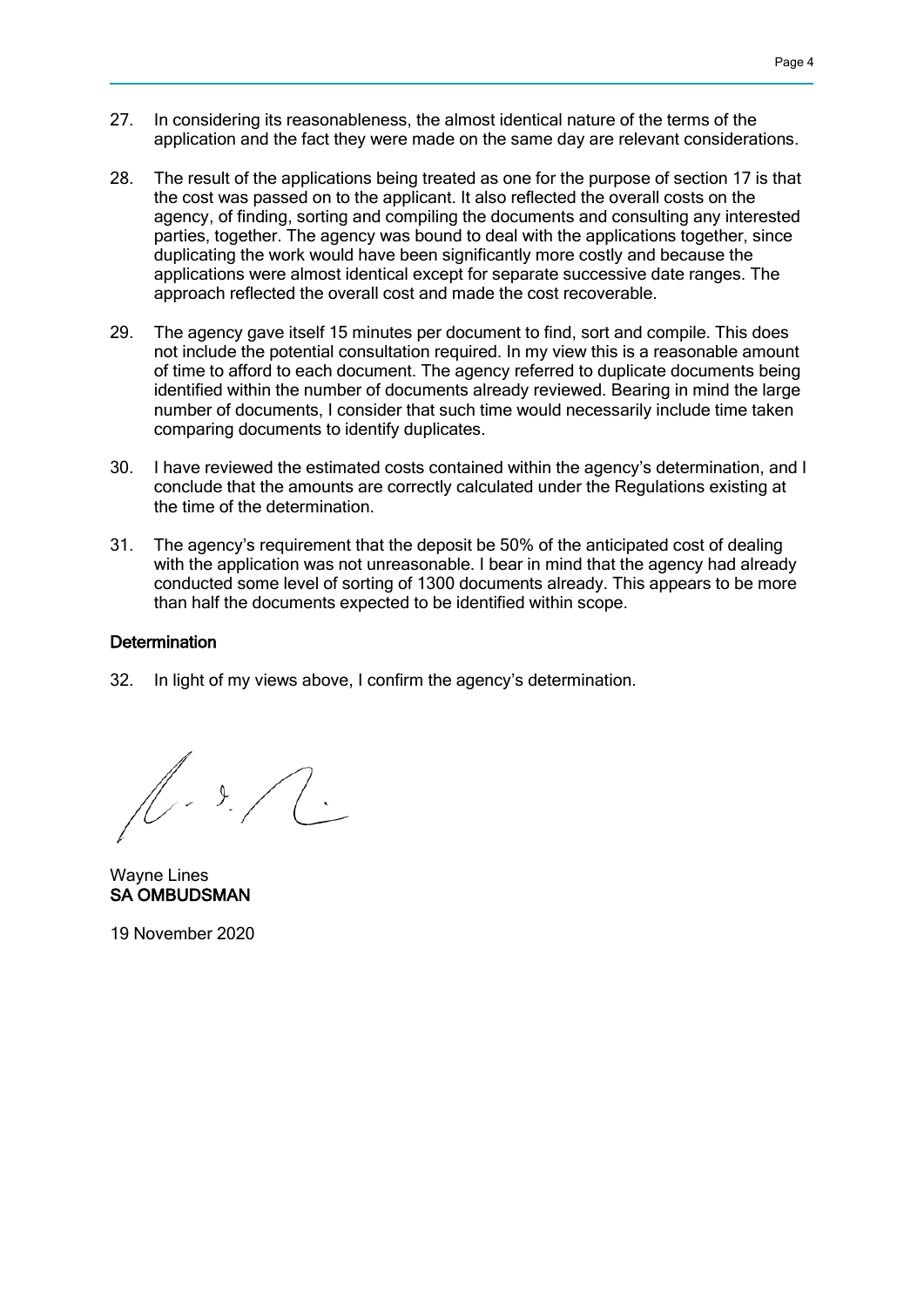27. In considering its reasonableness, the almost identical nature of the terms of the application and the fact they were made on the same day are relevant considerations.

28. The result of the applications being treated as one for the purpose of section 17 is that the cost was passed on to the applicant. It also reflected the overall costs on the agency, of finding, sorting and compiling the documents and consulting any interested parties, together. The agency was bound to deal with the applications together, since duplicating the work would have been significantly more costly and because the applications were almost identical except for separate successive date ranges. The approach reflected the overall cost and made the cost recoverable.

29. The agency gave itself 15 minutes per document to find, sort and compile. This does not include the potential consultation required. In my view this is a reasonable amount of time to afford to each document. The agency referred to duplicate documents being identified within the number of documents already reviewed. Bearing in mind the large number of documents, I consider that such time would necessarily include time taken comparing documents to identify duplicates.

30. I have reviewed the estimated costs contained within the agency's determination, and I conclude that the amounts are correctly calculated under the Regulations existing at the time of the determination.

31. The agency's requirement that the deposit be 50% of the anticipated cost of dealing with the application was not unreasonable. I bear in mind that the agency had already conducted some level of sorting of 1300 documents already. This appears to be more than half the documents expected to be identified within scope.

### Determination

32. In light of my views above, I confirm the agency's determination.

Wayne Lines
**SA OMBUDSMAN**

19 November 2020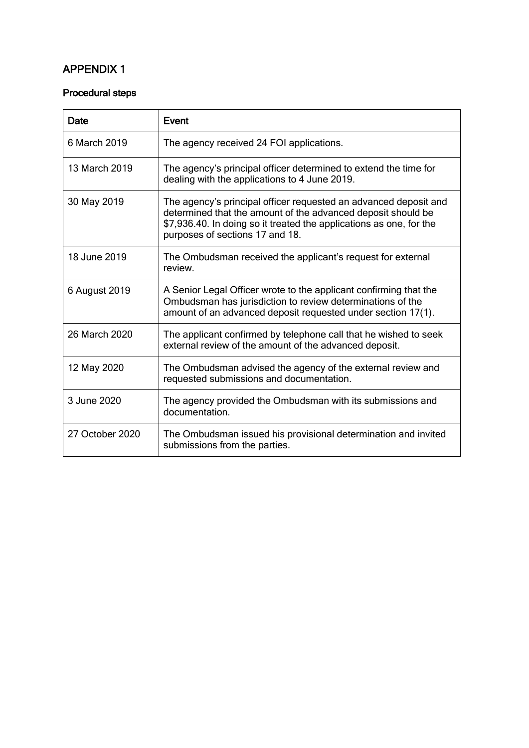# APPENDIX 1

## Procedural steps

| Date | Event |
|---|---|
| 6 March 2019 | The agency received 24 FOI applications. |
| 13 March 2019 | The agency's principal officer determined to extend the time for dealing with the applications to 4 June 2019. |
| 30 May 2019 | The agency's principal officer requested an advanced deposit and determined that the amount of the advanced deposit should be $7,936.40. In doing so it treated the applications as one, for the purposes of sections 17 and 18. |
| 18 June 2019 | The Ombudsman received the applicant's request for external review. |
| 6 August 2019 | A Senior Legal Officer wrote to the applicant confirming that the Ombudsman has jurisdiction to review determinations of the amount of an advanced deposit requested under section 17(1). |
| 26 March 2020 | The applicant confirmed by telephone call that he wished to seek external review of the amount of the advanced deposit. |
| 12 May 2020 | The Ombudsman advised the agency of the external review and requested submissions and documentation. |
| 3 June 2020 | The agency provided the Ombudsman with its submissions and documentation. |
| 27 October 2020 | The Ombudsman issued his provisional determination and invited submissions from the parties. |